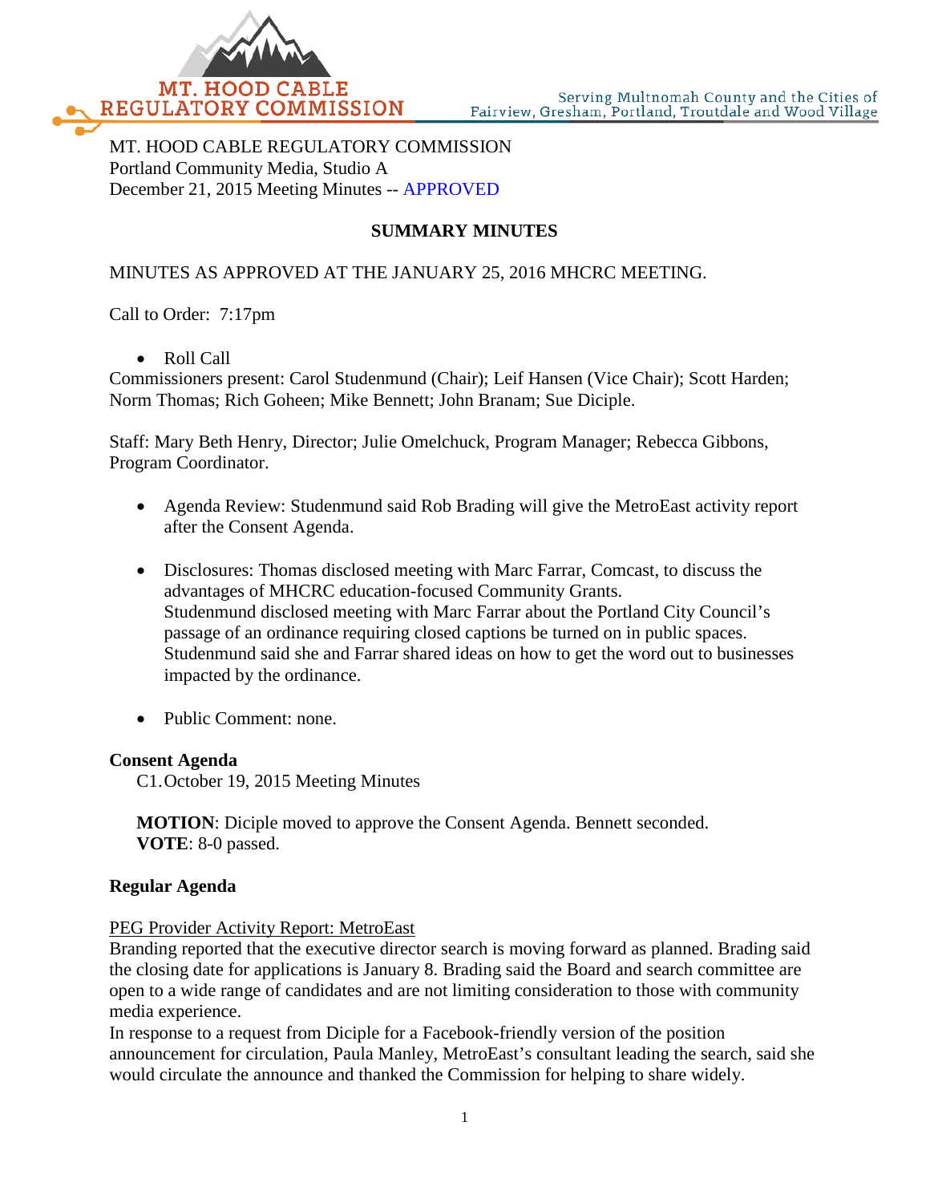MT. HOOD CABLE REGULATORY COMMISSION

Serving Multnomah County and the Cities of Fairview, Gresham, Portland, Troutdale and Wood Village

MT. HOOD CABLE REGULATORY COMMISSION
Portland Community Media, Studio A
December 21, 2015 Meeting Minutes -- APPROVED

**SUMMARY MINUTES**

MINUTES AS APPROVED AT THE JANUARY 25, 2016 MHCRC MEETING.

Call to Order: 7:17pm

- Roll Call

Commissioners present: Carol Studenmund (Chair); Leif Hansen (Vice Chair); Scott Harden; Norm Thomas; Rich Goheen; Mike Bennett; John Branam; Sue Diciple.

Staff: Mary Beth Henry, Director; Julie Omelchuck, Program Manager; Rebecca Gibbons, Program Coordinator.

- Agenda Review: Studenmund said Rob Brading will give the MetroEast activity report after the Consent Agenda.

- Disclosures: Thomas disclosed meeting with Marc Farrar, Comcast, to discuss the advantages of MHCRC education-focused Community Grants.
  Studenmund disclosed meeting with Marc Farrar about the Portland City Council's passage of an ordinance requiring closed captions be turned on in public spaces. Studenmund said she and Farrar shared ideas on how to get the word out to businesses impacted by the ordinance.

- Public Comment: none.

**Consent Agenda**

C1. October 19, 2015 Meeting Minutes

**MOTION**: Diciple moved to approve the Consent Agenda. Bennett seconded.
**VOTE**: 8-0 passed.

**Regular Agenda**

PEG Provider Activity Report: MetroEast

Branding reported that the executive director search is moving forward as planned. Brading said the closing date for applications is January 8. Brading said the Board and search committee are open to a wide range of candidates and are not limiting consideration to those with community media experience.
In response to a request from Diciple for a Facebook-friendly version of the position announcement for circulation, Paula Manley, MetroEast's consultant leading the search, said she would circulate the announce and thanked the Commission for helping to share widely.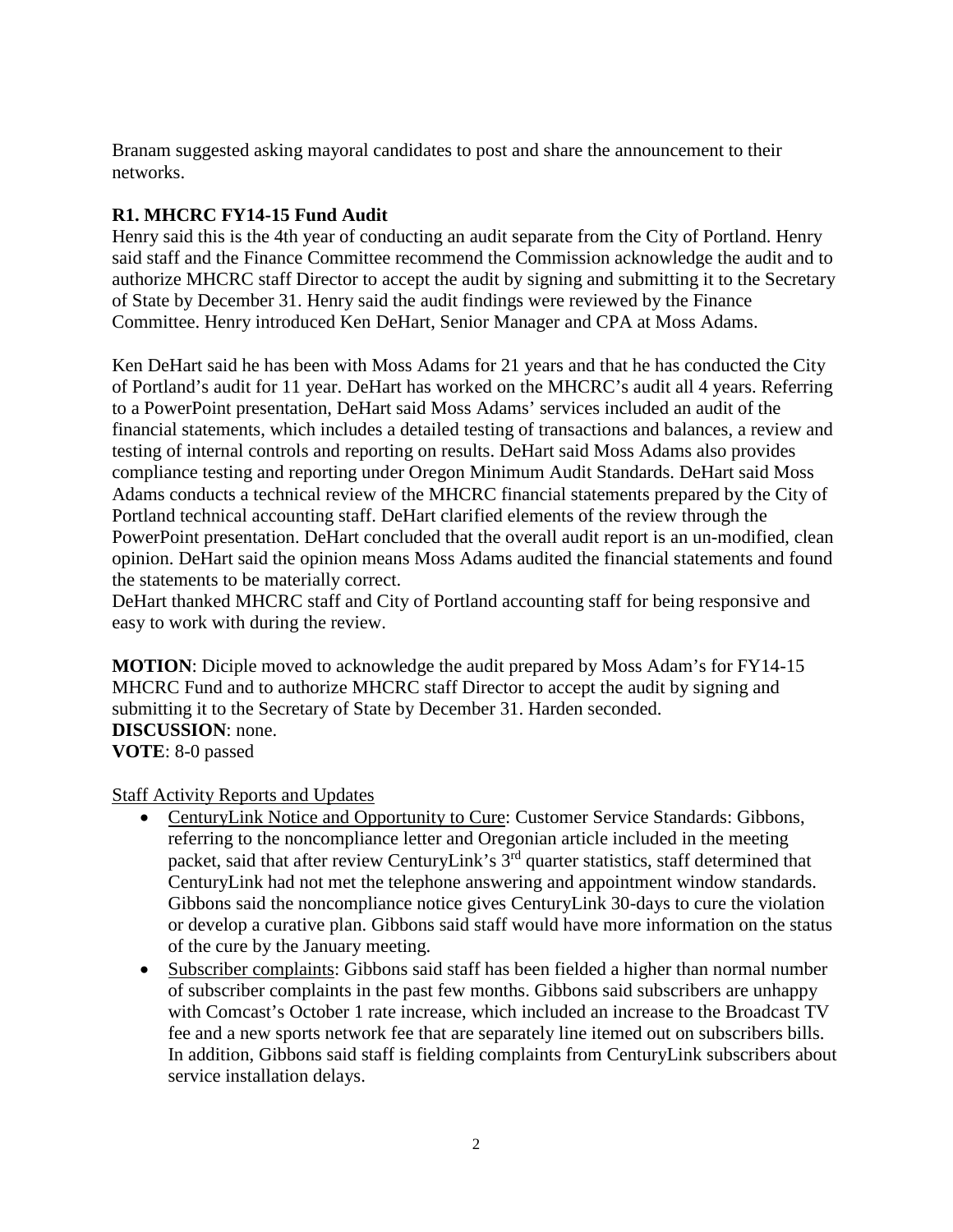Branam suggested asking mayoral candidates to post and share the announcement to their networks.

**R1. MHCRC FY14-15 Fund Audit**

Henry said this is the 4th year of conducting an audit separate from the City of Portland. Henry said staff and the Finance Committee recommend the Commission acknowledge the audit and to authorize MHCRC staff Director to accept the audit by signing and submitting it to the Secretary of State by December 31. Henry said the audit findings were reviewed by the Finance Committee. Henry introduced Ken DeHart, Senior Manager and CPA at Moss Adams.

Ken DeHart said he has been with Moss Adams for 21 years and that he has conducted the City of Portland's audit for 11 year. DeHart has worked on the MHCRC's audit all 4 years. Referring to a PowerPoint presentation, DeHart said Moss Adams' services included an audit of the financial statements, which includes a detailed testing of transactions and balances, a review and testing of internal controls and reporting on results. DeHart said Moss Adams also provides compliance testing and reporting under Oregon Minimum Audit Standards. DeHart said Moss Adams conducts a technical review of the MHCRC financial statements prepared by the City of Portland technical accounting staff. DeHart clarified elements of the review through the PowerPoint presentation. DeHart concluded that the overall audit report is an un-modified, clean opinion. DeHart said the opinion means Moss Adams audited the financial statements and found the statements to be materially correct.

DeHart thanked MHCRC staff and City of Portland accounting staff for being responsive and easy to work with during the review.

**MOTION**: Diciple moved to acknowledge the audit prepared by Moss Adam's for FY14-15 MHCRC Fund and to authorize MHCRC staff Director to accept the audit by signing and submitting it to the Secretary of State by December 31. Harden seconded.
**DISCUSSION**: none.
**VOTE**: 8-0 passed

Staff Activity Reports and Updates

- CenturyLink Notice and Opportunity to Cure: Customer Service Standards: Gibbons, referring to the noncompliance letter and Oregonian article included in the meeting packet, said that after review CenturyLink's 3rd quarter statistics, staff determined that CenturyLink had not met the telephone answering and appointment window standards. Gibbons said the noncompliance notice gives CenturyLink 30-days to cure the violation or develop a curative plan. Gibbons said staff would have more information on the status of the cure by the January meeting.
- Subscriber complaints: Gibbons said staff has been fielded a higher than normal number of subscriber complaints in the past few months. Gibbons said subscribers are unhappy with Comcast's October 1 rate increase, which included an increase to the Broadcast TV fee and a new sports network fee that are separately line itemed out on subscribers bills. In addition, Gibbons said staff is fielding complaints from CenturyLink subscribers about service installation delays.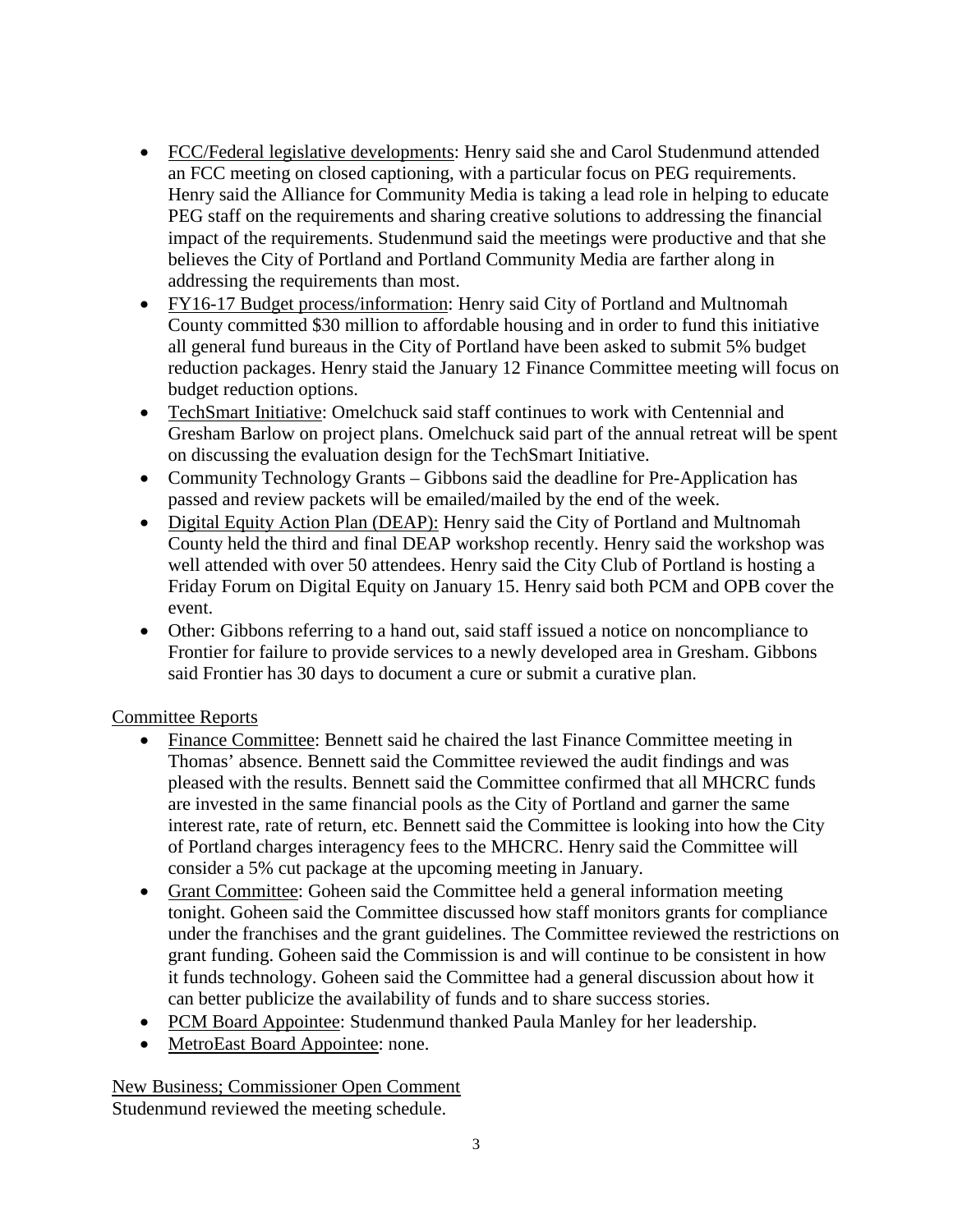- FCC/Federal legislative developments: Henry said she and Carol Studenmund attended an FCC meeting on closed captioning, with a particular focus on PEG requirements. Henry said the Alliance for Community Media is taking a lead role in helping to educate PEG staff on the requirements and sharing creative solutions to addressing the financial impact of the requirements. Studenmund said the meetings were productive and that she believes the City of Portland and Portland Community Media are farther along in addressing the requirements than most.
- FY16-17 Budget process/information: Henry said City of Portland and Multnomah County committed $30 million to affordable housing and in order to fund this initiative all general fund bureaus in the City of Portland have been asked to submit 5% budget reduction packages. Henry staid the January 12 Finance Committee meeting will focus on budget reduction options.
- TechSmart Initiative: Omelchuck said staff continues to work with Centennial and Gresham Barlow on project plans. Omelchuck said part of the annual retreat will be spent on discussing the evaluation design for the TechSmart Initiative.
- Community Technology Grants – Gibbons said the deadline for Pre-Application has passed and review packets will be emailed/mailed by the end of the week.
- Digital Equity Action Plan (DEAP): Henry said the City of Portland and Multnomah County held the third and final DEAP workshop recently. Henry said the workshop was well attended with over 50 attendees. Henry said the City Club of Portland is hosting a Friday Forum on Digital Equity on January 15. Henry said both PCM and OPB cover the event.
- Other: Gibbons referring to a hand out, said staff issued a notice on noncompliance to Frontier for failure to provide services to a newly developed area in Gresham. Gibbons said Frontier has 30 days to document a cure or submit a curative plan.

Committee Reports

- Finance Committee: Bennett said he chaired the last Finance Committee meeting in Thomas' absence. Bennett said the Committee reviewed the audit findings and was pleased with the results. Bennett said the Committee confirmed that all MHCRC funds are invested in the same financial pools as the City of Portland and garner the same interest rate, rate of return, etc. Bennett said the Committee is looking into how the City of Portland charges interagency fees to the MHCRC. Henry said the Committee will consider a 5% cut package at the upcoming meeting in January.
- Grant Committee: Goheen said the Committee held a general information meeting tonight. Goheen said the Committee discussed how staff monitors grants for compliance under the franchises and the grant guidelines. The Committee reviewed the restrictions on grant funding. Goheen said the Commission is and will continue to be consistent in how it funds technology. Goheen said the Committee had a general discussion about how it can better publicize the availability of funds and to share success stories.
- PCM Board Appointee: Studenmund thanked Paula Manley for her leadership.
- MetroEast Board Appointee: none.

New Business; Commissioner Open Comment

Studenmund reviewed the meeting schedule.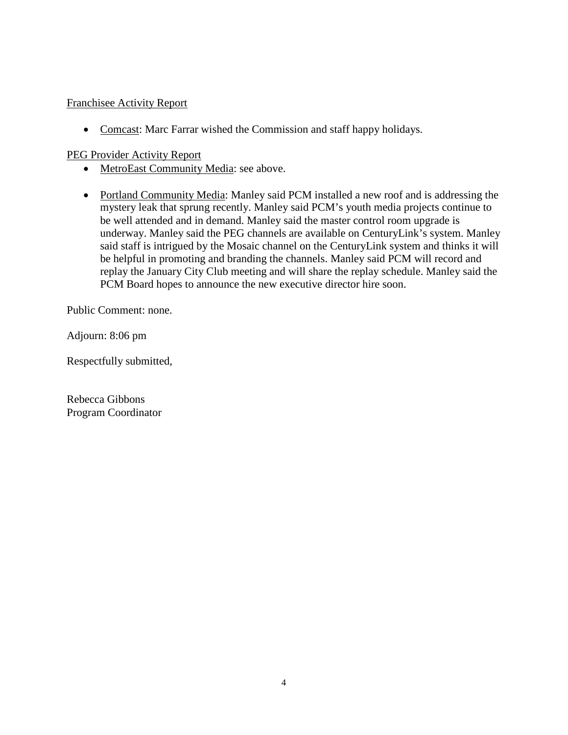Franchisee Activity Report

- Comcast: Marc Farrar wished the Commission and staff happy holidays.

PEG Provider Activity Report

- MetroEast Community Media: see above.
- Portland Community Media: Manley said PCM installed a new roof and is addressing the mystery leak that sprung recently. Manley said PCM's youth media projects continue to be well attended and in demand. Manley said the master control room upgrade is underway. Manley said the PEG channels are available on CenturyLink's system. Manley said staff is intrigued by the Mosaic channel on the CenturyLink system and thinks it will be helpful in promoting and branding the channels. Manley said PCM will record and replay the January City Club meeting and will share the replay schedule. Manley said the PCM Board hopes to announce the new executive director hire soon.

Public Comment: none.

Adjourn: 8:06 pm

Respectfully submitted,

Rebecca Gibbons
Program Coordinator